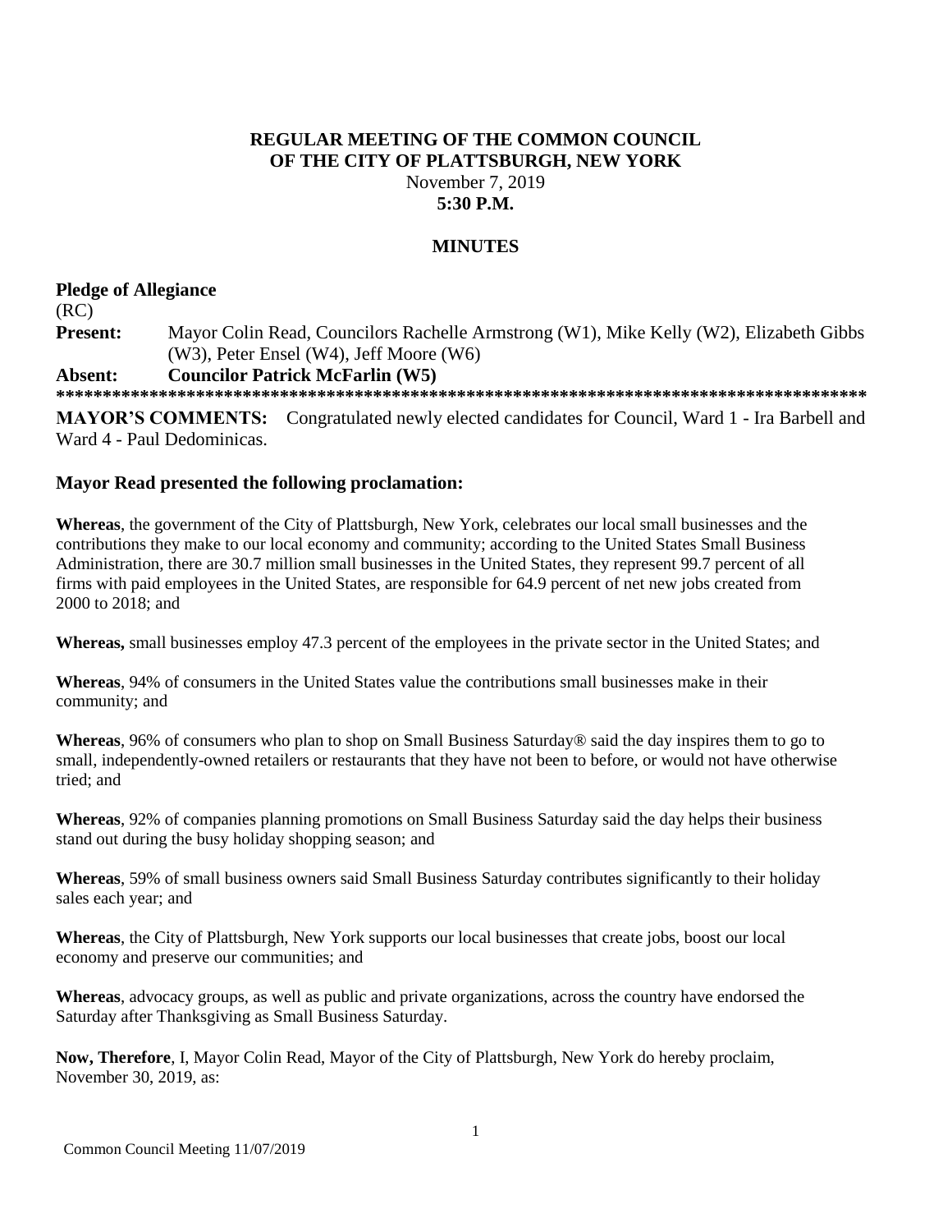# REGULAR MEETING OF THE COMMON COUNCIL OF THE CITY OF PLATTSBURGH, NEW YORK

November 7, 2019

**5:30 P.M.**

## MINUTES

**Pledge of Allegiance**

(RC)

**Present:** Mayor Colin Read, Councilors Rachelle Armstrong (W1), Mike Kelly (W2), Elizabeth Gibbs (W3), Peter Ensel (W4), Jeff Moore (W6)

**Absent: Councilor Patrick McFarlin (W5)**

************************************************************************************

**MAYOR'S COMMENTS:** Congratulated newly elected candidates for Council, Ward 1 - Ira Barbell and Ward 4 - Paul Dedominicas.

**Mayor Read presented the following proclamation:**

**Whereas**, the government of the City of Plattsburgh, New York, celebrates our local small businesses and the contributions they make to our local economy and community; according to the United States Small Business Administration, there are 30.7 million small businesses in the United States, they represent 99.7 percent of all firms with paid employees in the United States, are responsible for 64.9 percent of net new jobs created from 2000 to 2018; and

**Whereas,** small businesses employ 47.3 percent of the employees in the private sector in the United States; and

**Whereas**, 94% of consumers in the United States value the contributions small businesses make in their community; and

**Whereas**, 96% of consumers who plan to shop on Small Business Saturday® said the day inspires them to go to small, independently-owned retailers or restaurants that they have not been to before, or would not have otherwise tried; and

**Whereas**, 92% of companies planning promotions on Small Business Saturday said the day helps their business stand out during the busy holiday shopping season; and

**Whereas**, 59% of small business owners said Small Business Saturday contributes significantly to their holiday sales each year; and

**Whereas**, the City of Plattsburgh, New York supports our local businesses that create jobs, boost our local economy and preserve our communities; and

**Whereas**, advocacy groups, as well as public and private organizations, across the country have endorsed the Saturday after Thanksgiving as Small Business Saturday.

**Now, Therefore**, I, Mayor Colin Read, Mayor of the City of Plattsburgh, New York do hereby proclaim, November 30, 2019, as: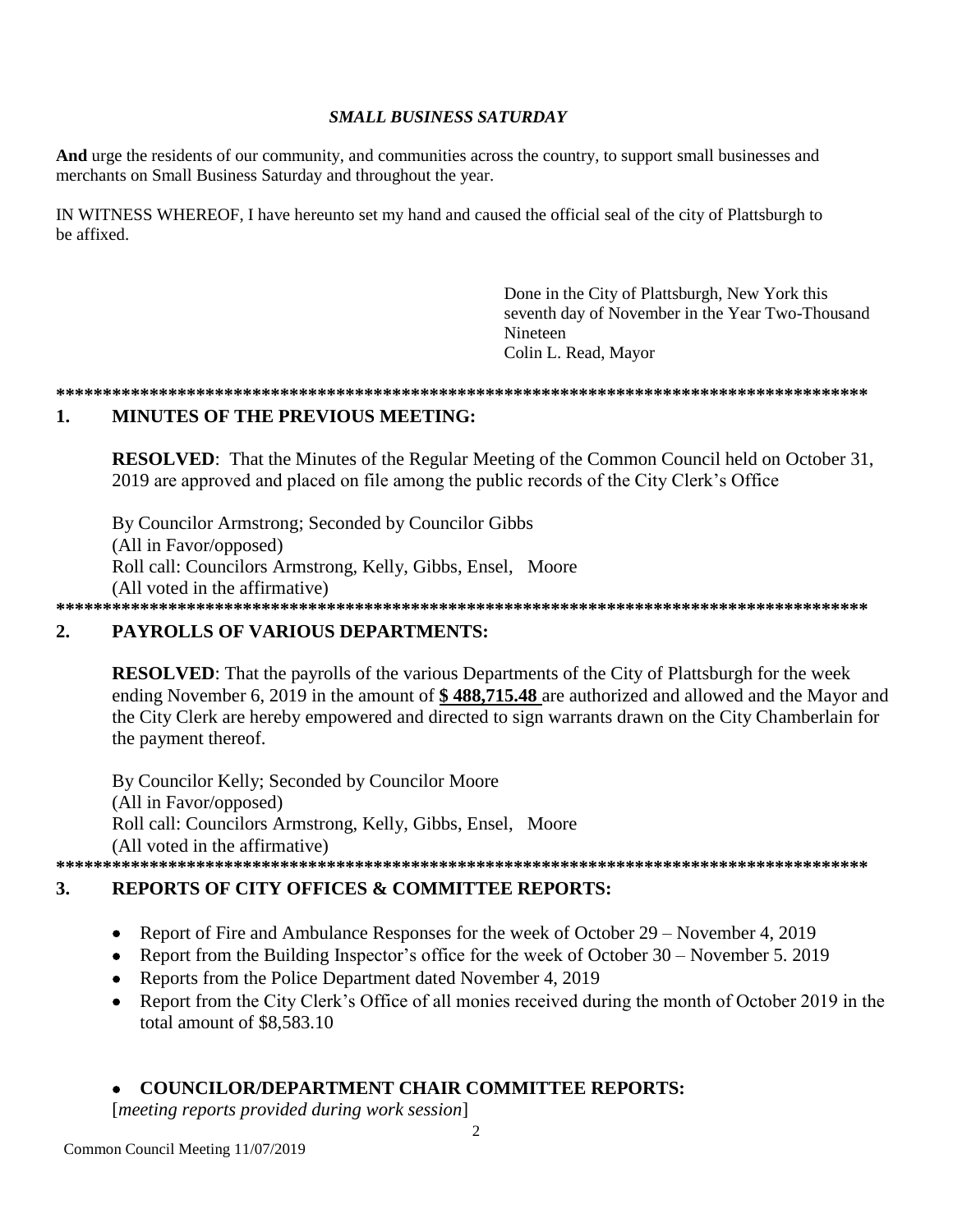***SMALL BUSINESS SATURDAY***

**And** urge the residents of our community, and communities across the country, to support small businesses and merchants on Small Business Saturday and throughout the year.

IN WITNESS WHEREOF, I have hereunto set my hand and caused the official seal of the city of Plattsburgh to be affixed.

Done in the City of Plattsburgh, New York this seventh day of November in the Year Two-Thousand Nineteen
Colin L. Read, Mayor

**************************************************************************************

## 1. MINUTES OF THE PREVIOUS MEETING:

**RESOLVED**: That the Minutes of the Regular Meeting of the Common Council held on October 31, 2019 are approved and placed on file among the public records of the City Clerk's Office

By Councilor Armstrong; Seconded by Councilor Gibbs
(All in Favor/opposed)
Roll call: Councilors Armstrong, Kelly, Gibbs, Ensel, Moore
(All voted in the affirmative)

**************************************************************************************

## 2. PAYROLLS OF VARIOUS DEPARTMENTS:

**RESOLVED**: That the payrolls of the various Departments of the City of Plattsburgh for the week ending November 6, 2019 in the amount of **$ 488,715.48** are authorized and allowed and the Mayor and the City Clerk are hereby empowered and directed to sign warrants drawn on the City Chamberlain for the payment thereof.

By Councilor Kelly; Seconded by Councilor Moore
(All in Favor/opposed)
Roll call: Councilors Armstrong, Kelly, Gibbs, Ensel, Moore
(All voted in the affirmative)

**************************************************************************************

## 3. REPORTS OF CITY OFFICES & COMMITTEE REPORTS:

- Report of Fire and Ambulance Responses for the week of October 29 – November 4, 2019
- Report from the Building Inspector's office for the week of October 30 – November 5. 2019
- Reports from the Police Department dated November 4, 2019
- Report from the City Clerk's Office of all monies received during the month of October 2019 in the total amount of $8,583.10

- **COUNCILOR/DEPARTMENT CHAIR COMMITTEE REPORTS:**

[*meeting reports provided during work session*]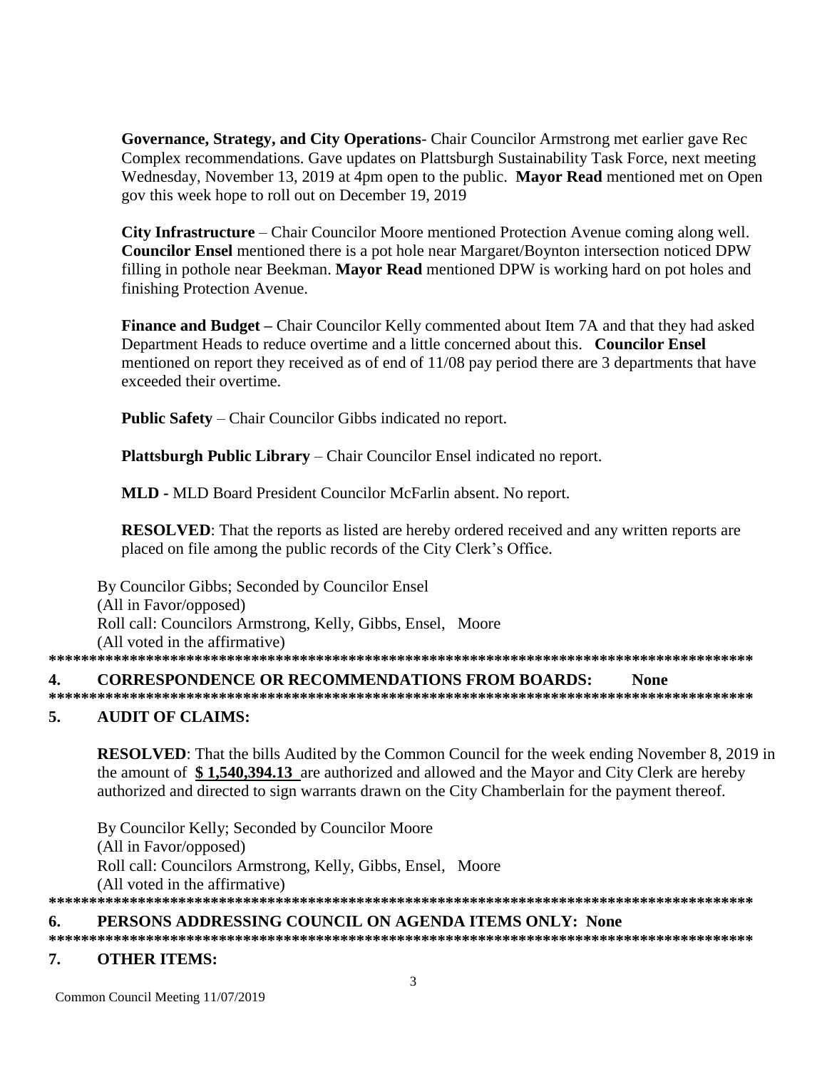**Governance, Strategy, and City Operations**- Chair Councilor Armstrong met earlier gave Rec Complex recommendations. Gave updates on Plattsburgh Sustainability Task Force, next meeting Wednesday, November 13, 2019 at 4pm open to the public. **Mayor Read** mentioned met on Open gov this week hope to roll out on December 19, 2019

**City Infrastructure** – Chair Councilor Moore mentioned Protection Avenue coming along well. **Councilor Ensel** mentioned there is a pot hole near Margaret/Boynton intersection noticed DPW filling in pothole near Beekman. **Mayor Read** mentioned DPW is working hard on pot holes and finishing Protection Avenue.

**Finance and Budget –** Chair Councilor Kelly commented about Item 7A and that they had asked Department Heads to reduce overtime and a little concerned about this. **Councilor Ensel** mentioned on report they received as of end of 11/08 pay period there are 3 departments that have exceeded their overtime.

**Public Safety** – Chair Councilor Gibbs indicated no report.

**Plattsburgh Public Library** – Chair Councilor Ensel indicated no report.

**MLD -** MLD Board President Councilor McFarlin absent. No report.

**RESOLVED**: That the reports as listed are hereby ordered received and any written reports are placed on file among the public records of the City Clerk's Office.

By Councilor Gibbs; Seconded by Councilor Ensel
(All in Favor/opposed)
Roll call: Councilors Armstrong, Kelly, Gibbs, Ensel, Moore
(All voted in the affirmative)

*******************************************************************************************

## 4. CORRESPONDENCE OR RECOMMENDATIONS FROM BOARDS: None

*******************************************************************************************

## 5. AUDIT OF CLAIMS:

**RESOLVED**: That the bills Audited by the Common Council for the week ending November 8, 2019 in the amount of **$ 1,540,394.13** are authorized and allowed and the Mayor and City Clerk are hereby authorized and directed to sign warrants drawn on the City Chamberlain for the payment thereof.

By Councilor Kelly; Seconded by Councilor Moore
(All in Favor/opposed)
Roll call: Councilors Armstrong, Kelly, Gibbs, Ensel, Moore
(All voted in the affirmative)

*******************************************************************************************

## 6. PERSONS ADDRESSING COUNCIL ON AGENDA ITEMS ONLY: None

*******************************************************************************************

## 7. OTHER ITEMS: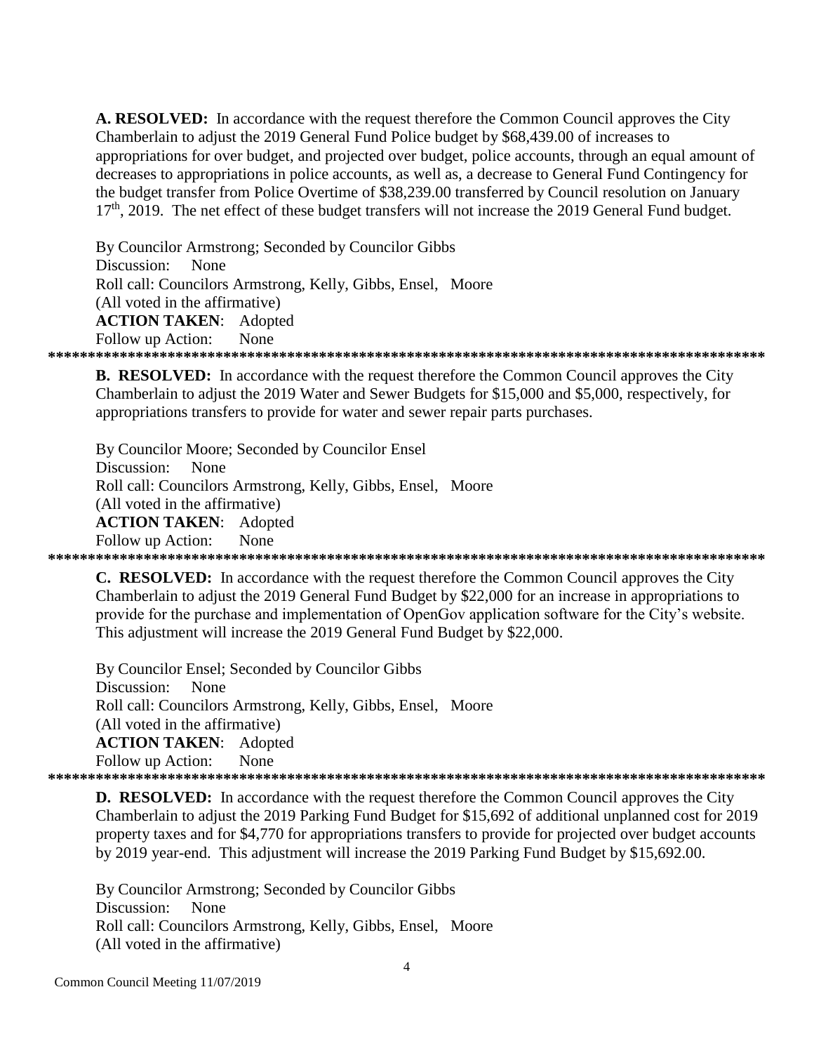**A. RESOLVED:** In accordance with the request therefore the Common Council approves the City Chamberlain to adjust the 2019 General Fund Police budget by $68,439.00 of increases to appropriations for over budget, and projected over budget, police accounts, through an equal amount of decreases to appropriations in police accounts, as well as, a decrease to General Fund Contingency for the budget transfer from Police Overtime of $38,239.00 transferred by Council resolution on January 17th, 2019. The net effect of these budget transfers will not increase the 2019 General Fund budget.

By Councilor Armstrong; Seconded by Councilor Gibbs
Discussion: None
Roll call: Councilors Armstrong, Kelly, Gibbs, Ensel, Moore
(All voted in the affirmative)
**ACTION TAKEN**: Adopted
Follow up Action: None

*****************************************************************************************

**B. RESOLVED:** In accordance with the request therefore the Common Council approves the City Chamberlain to adjust the 2019 Water and Sewer Budgets for $15,000 and $5,000, respectively, for appropriations transfers to provide for water and sewer repair parts purchases.

By Councilor Moore; Seconded by Councilor Ensel
Discussion: None
Roll call: Councilors Armstrong, Kelly, Gibbs, Ensel, Moore
(All voted in the affirmative)
**ACTION TAKEN**: Adopted
Follow up Action: None

*****************************************************************************************

**C. RESOLVED:** In accordance with the request therefore the Common Council approves the City Chamberlain to adjust the 2019 General Fund Budget by $22,000 for an increase in appropriations to provide for the purchase and implementation of OpenGov application software for the City's website. This adjustment will increase the 2019 General Fund Budget by $22,000.

By Councilor Ensel; Seconded by Councilor Gibbs
Discussion: None
Roll call: Councilors Armstrong, Kelly, Gibbs, Ensel, Moore
(All voted in the affirmative)
**ACTION TAKEN**: Adopted
Follow up Action: None

*****************************************************************************************

**D. RESOLVED:** In accordance with the request therefore the Common Council approves the City Chamberlain to adjust the 2019 Parking Fund Budget for $15,692 of additional unplanned cost for 2019 property taxes and for $4,770 for appropriations transfers to provide for projected over budget accounts by 2019 year-end. This adjustment will increase the 2019 Parking Fund Budget by $15,692.00.

By Councilor Armstrong; Seconded by Councilor Gibbs
Discussion: None
Roll call: Councilors Armstrong, Kelly, Gibbs, Ensel, Moore
(All voted in the affirmative)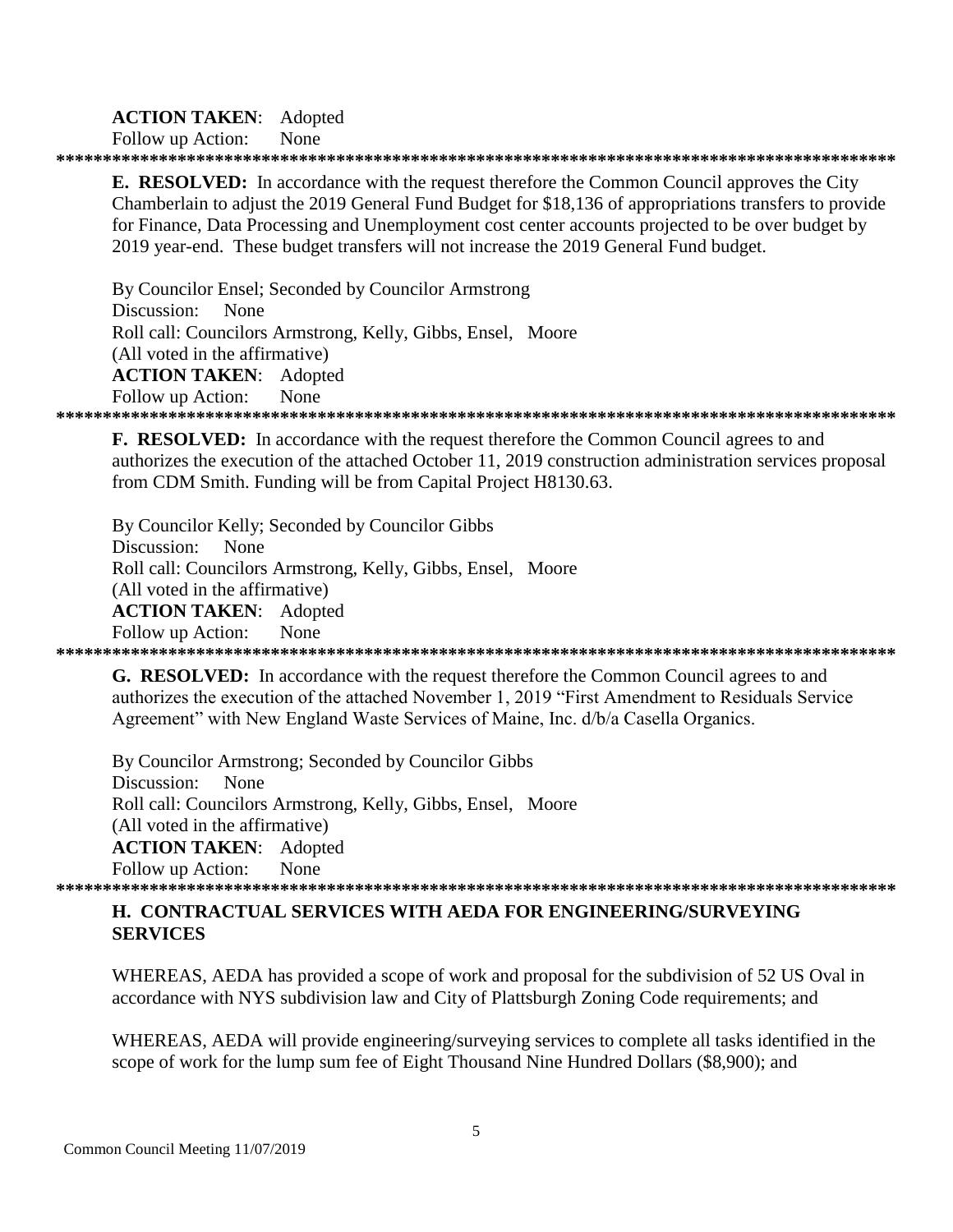**ACTION TAKEN**: Adopted
Follow up Action: None

*******************************************************************************************

**E. RESOLVED:** In accordance with the request therefore the Common Council approves the City Chamberlain to adjust the 2019 General Fund Budget for $18,136 of appropriations transfers to provide for Finance, Data Processing and Unemployment cost center accounts projected to be over budget by 2019 year-end. These budget transfers will not increase the 2019 General Fund budget.

By Councilor Ensel; Seconded by Councilor Armstrong
Discussion: None
Roll call: Councilors Armstrong, Kelly, Gibbs, Ensel, Moore
(All voted in the affirmative)
**ACTION TAKEN**: Adopted
Follow up Action: None

*******************************************************************************************

**F. RESOLVED:** In accordance with the request therefore the Common Council agrees to and authorizes the execution of the attached October 11, 2019 construction administration services proposal from CDM Smith. Funding will be from Capital Project H8130.63.

By Councilor Kelly; Seconded by Councilor Gibbs
Discussion: None
Roll call: Councilors Armstrong, Kelly, Gibbs, Ensel, Moore
(All voted in the affirmative)
**ACTION TAKEN**: Adopted
Follow up Action: None

*******************************************************************************************

**G. RESOLVED:** In accordance with the request therefore the Common Council agrees to and authorizes the execution of the attached November 1, 2019 "First Amendment to Residuals Service Agreement" with New England Waste Services of Maine, Inc. d/b/a Casella Organics.

By Councilor Armstrong; Seconded by Councilor Gibbs
Discussion: None
Roll call: Councilors Armstrong, Kelly, Gibbs, Ensel, Moore
(All voted in the affirmative)
**ACTION TAKEN**: Adopted
Follow up Action: None

*******************************************************************************************

**H. CONTRACTUAL SERVICES WITH AEDA FOR ENGINEERING/SURVEYING SERVICES**

WHEREAS, AEDA has provided a scope of work and proposal for the subdivision of 52 US Oval in accordance with NYS subdivision law and City of Plattsburgh Zoning Code requirements; and

WHEREAS, AEDA will provide engineering/surveying services to complete all tasks identified in the scope of work for the lump sum fee of Eight Thousand Nine Hundred Dollars ($8,900); and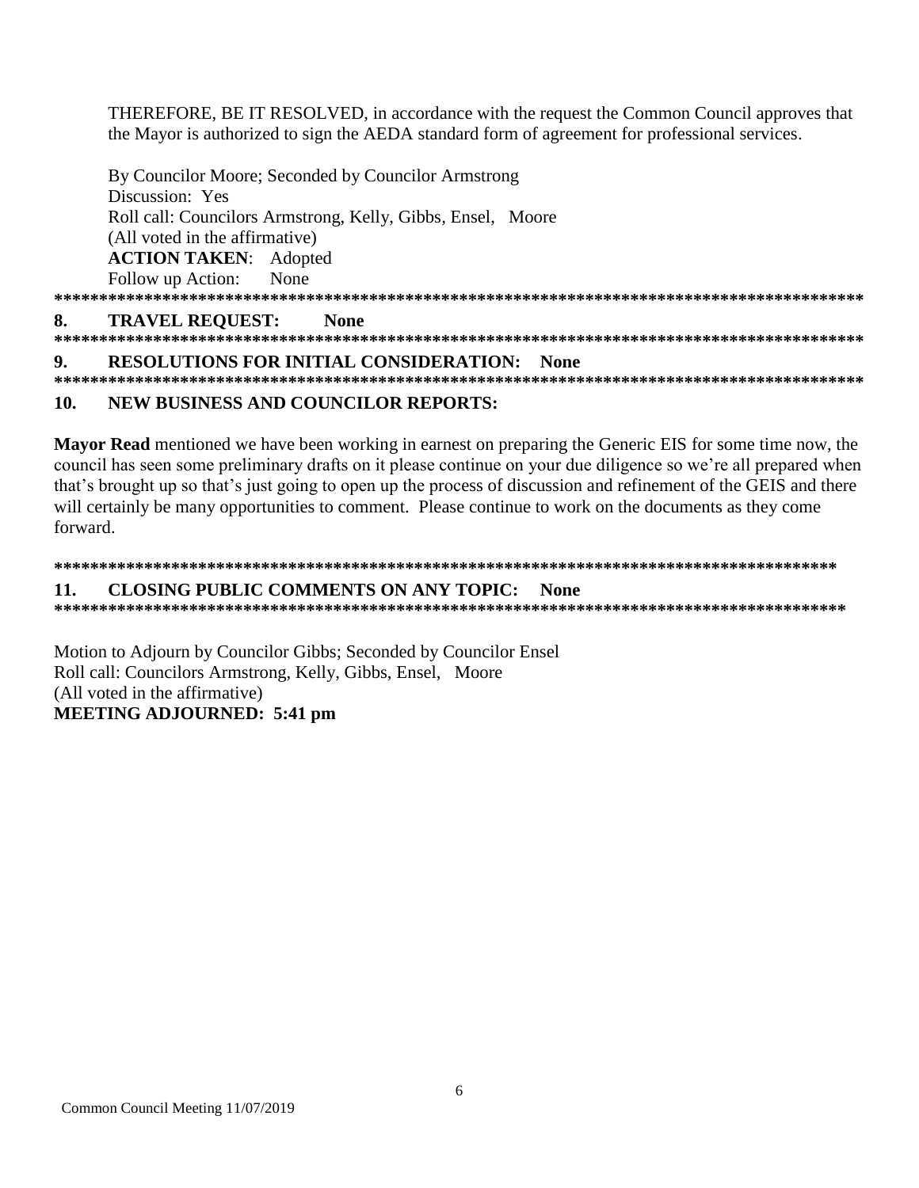THEREFORE, BE IT RESOLVED, in accordance with the request the Common Council approves that the Mayor is authorized to sign the AEDA standard form of agreement for professional services.

By Councilor Moore; Seconded by Councilor Armstrong
Discussion: Yes
Roll call: Councilors Armstrong, Kelly, Gibbs, Ensel, Moore
(All voted in the affirmative)
**ACTION TAKEN**: Adopted
Follow up Action: None

**************************************************************************************************

## 8. TRAVEL REQUEST: None

**************************************************************************************************

## 9. RESOLUTIONS FOR INITIAL CONSIDERATION: None

**************************************************************************************************

## 10. NEW BUSINESS AND COUNCILOR REPORTS:

**Mayor Read** mentioned we have been working in earnest on preparing the Generic EIS for some time now, the council has seen some preliminary drafts on it please continue on your due diligence so we're all prepared when that's brought up so that's just going to open up the process of discussion and refinement of the GEIS and there will certainly be many opportunities to comment. Please continue to work on the documents as they come forward.

**********************************************************************************************

## 11. CLOSING PUBLIC COMMENTS ON ANY TOPIC: None

**********************************************************************************************

Motion to Adjourn by Councilor Gibbs; Seconded by Councilor Ensel
Roll call: Councilors Armstrong, Kelly, Gibbs, Ensel, Moore
(All voted in the affirmative)
**MEETING ADJOURNED: 5:41 pm**